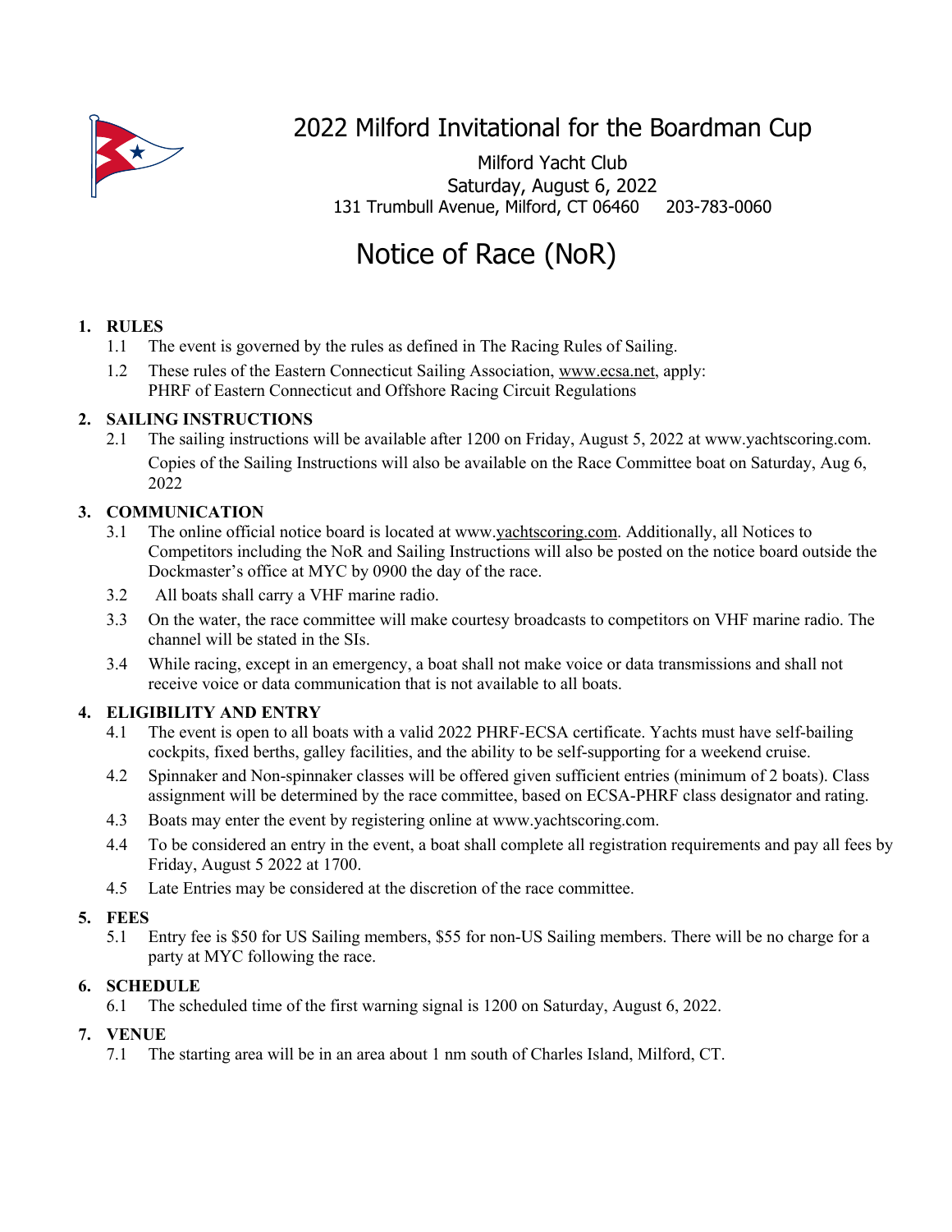# 2022 Milford Invitational for the Boardman Cup

Milford Yacht Club
Saturday, August 6, 2022
131 Trumbull Avenue, Milford, CT 06460    203-783-0060

# Notice of Race (NoR)

## 1. RULES

1.1 The event is governed by the rules as defined in The Racing Rules of Sailing.

1.2 These rules of the Eastern Connecticut Sailing Association, www.ecsa.net, apply: PHRF of Eastern Connecticut and Offshore Racing Circuit Regulations

## 2. SAILING INSTRUCTIONS

2.1 The sailing instructions will be available after 1200 on Friday, August 5, 2022 at www.yachtscoring.com. Copies of the Sailing Instructions will also be available on the Race Committee boat on Saturday, Aug 6, 2022

## 3. COMMUNICATION

3.1 The online official notice board is located at www.yachtscoring.com. Additionally, all Notices to Competitors including the NoR and Sailing Instructions will also be posted on the notice board outside the Dockmaster's office at MYC by 0900 the day of the race.

3.2 All boats shall carry a VHF marine radio.

3.3 On the water, the race committee will make courtesy broadcasts to competitors on VHF marine radio. The channel will be stated in the SIs.

3.4 While racing, except in an emergency, a boat shall not make voice or data transmissions and shall not receive voice or data communication that is not available to all boats.

## 4. ELIGIBILITY AND ENTRY

4.1 The event is open to all boats with a valid 2022 PHRF-ECSA certificate. Yachts must have self-bailing cockpits, fixed berths, galley facilities, and the ability to be self-supporting for a weekend cruise.

4.2 Spinnaker and Non-spinnaker classes will be offered given sufficient entries (minimum of 2 boats). Class assignment will be determined by the race committee, based on ECSA-PHRF class designator and rating.

4.3 Boats may enter the event by registering online at www.yachtscoring.com.

4.4 To be considered an entry in the event, a boat shall complete all registration requirements and pay all fees by Friday, August 5 2022 at 1700.

4.5 Late Entries may be considered at the discretion of the race committee.

## 5. FEES

5.1 Entry fee is $50 for US Sailing members, $55 for non-US Sailing members. There will be no charge for a party at MYC following the race.

## 6. SCHEDULE

6.1 The scheduled time of the first warning signal is 1200 on Saturday, August 6, 2022.

## 7. VENUE

7.1 The starting area will be in an area about 1 nm south of Charles Island, Milford, CT.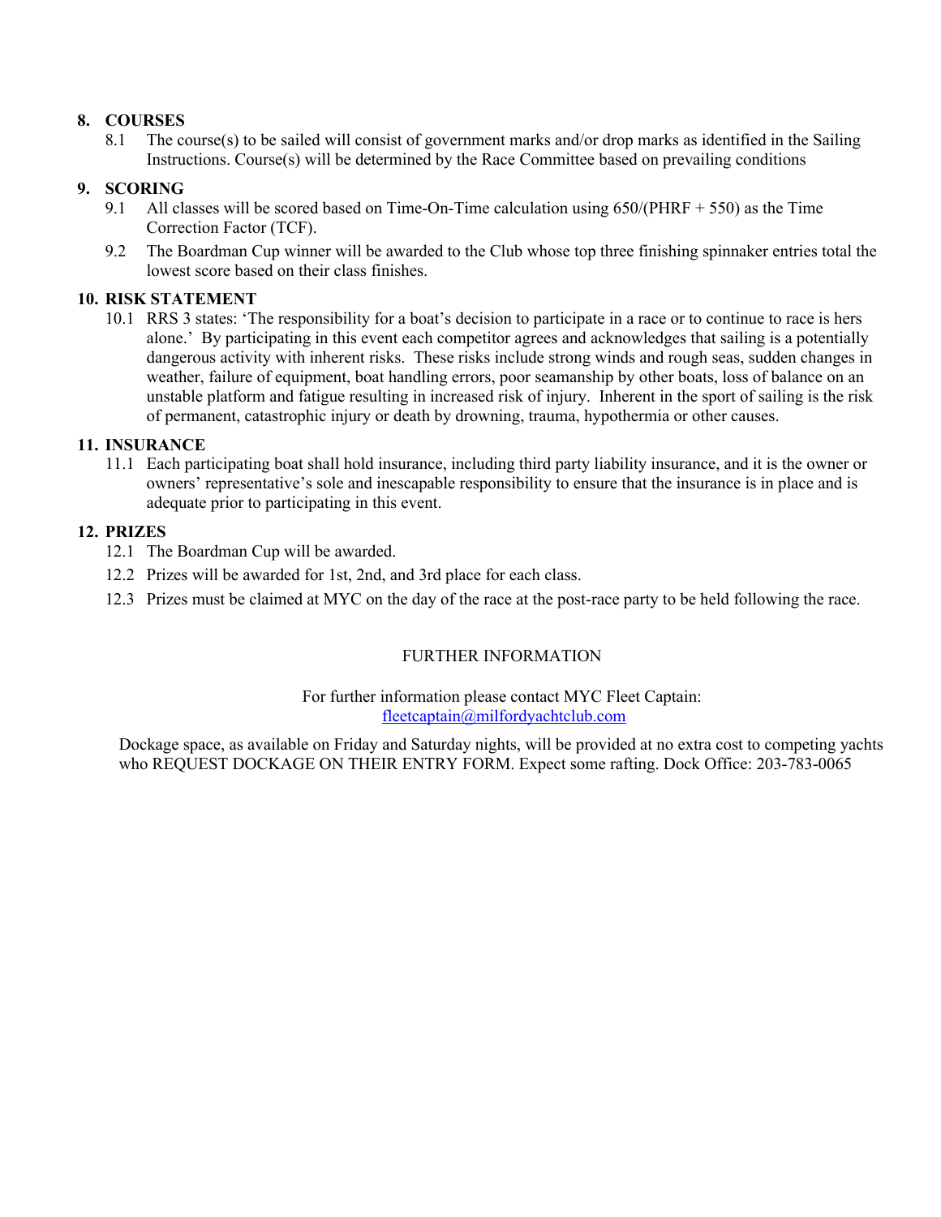## 8. COURSES

8.1 The course(s) to be sailed will consist of government marks and/or drop marks as identified in the Sailing Instructions. Course(s) will be determined by the Race Committee based on prevailing conditions

## 9. SCORING

9.1 All classes will be scored based on Time-On-Time calculation using 650/(PHRF + 550) as the Time Correction Factor (TCF).

9.2 The Boardman Cup winner will be awarded to the Club whose top three finishing spinnaker entries total the lowest score based on their class finishes.

## 10. RISK STATEMENT

10.1 RRS 3 states: 'The responsibility for a boat's decision to participate in a race or to continue to race is hers alone.' By participating in this event each competitor agrees and acknowledges that sailing is a potentially dangerous activity with inherent risks. These risks include strong winds and rough seas, sudden changes in weather, failure of equipment, boat handling errors, poor seamanship by other boats, loss of balance on an unstable platform and fatigue resulting in increased risk of injury. Inherent in the sport of sailing is the risk of permanent, catastrophic injury or death by drowning, trauma, hypothermia or other causes.

## 11. INSURANCE

11.1 Each participating boat shall hold insurance, including third party liability insurance, and it is the owner or owners' representative's sole and inescapable responsibility to ensure that the insurance is in place and is adequate prior to participating in this event.

## 12. PRIZES

12.1 The Boardman Cup will be awarded.

12.2 Prizes will be awarded for 1st, 2nd, and 3rd place for each class.

12.3 Prizes must be claimed at MYC on the day of the race at the post-race party to be held following the race.

FURTHER INFORMATION

For further information please contact MYC Fleet Captain:
fleetcaptain@milfordyachtclub.com

Dockage space, as available on Friday and Saturday nights, will be provided at no extra cost to competing yachts who REQUEST DOCKAGE ON THEIR ENTRY FORM. Expect some rafting. Dock Office: 203-783-0065